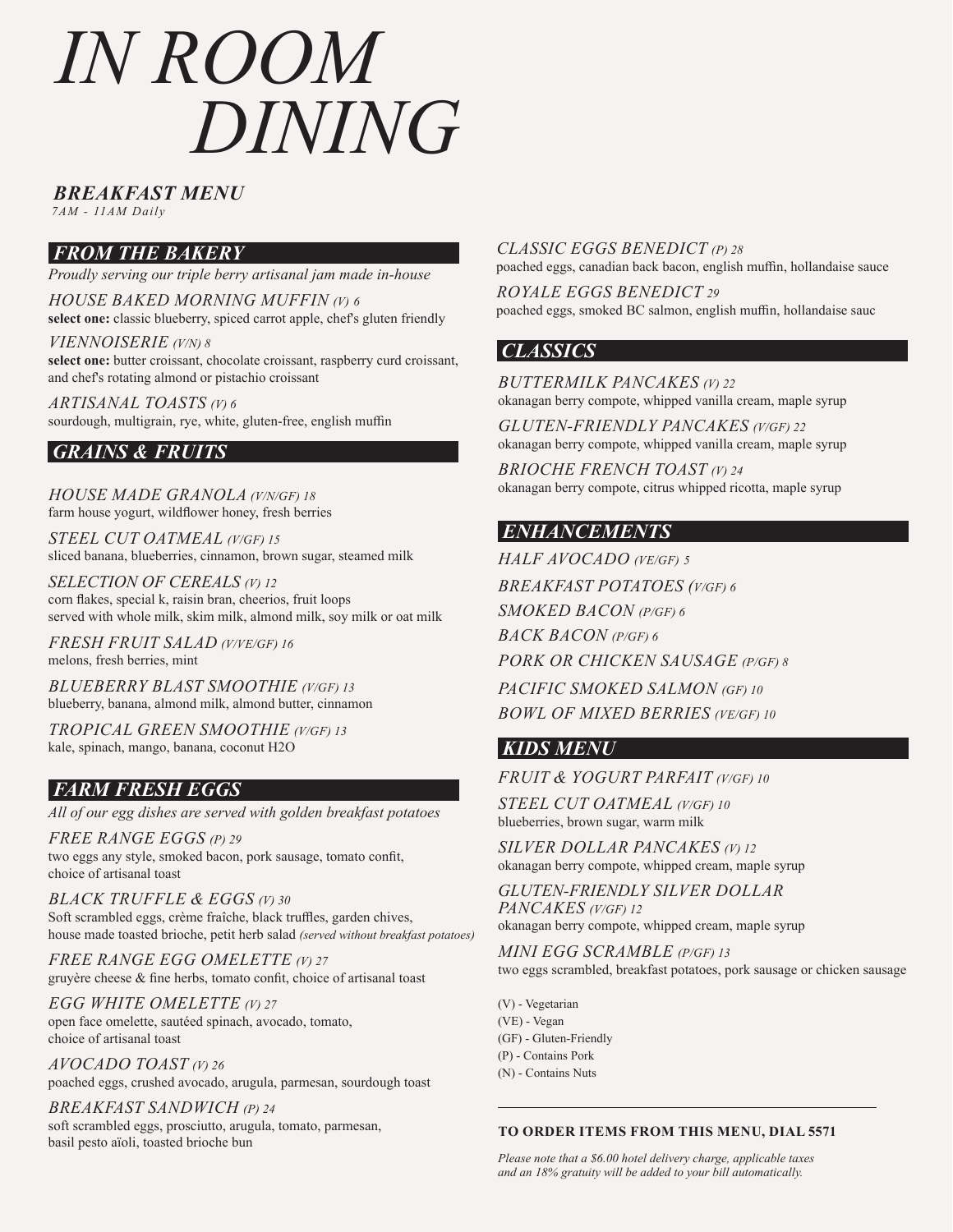# IN ROOM DINING

## *BREAKFAST MENU*

*7AM - 11AM Daily*

### *FROM THE BAKERY*

*Proudly serving our triple berry artisanal jam made in-house*

*HOUSE BAKED MORNING MUFFIN (V) 6*
**select one:** classic blueberry, spiced carrot apple, chef's gluten friendly

*VIENNOISERIE (V/N) 8*
**select one:** butter croissant, chocolate croissant, raspberry curd croissant, and chef's rotating almond or pistachio croissant

*ARTISANAL TOASTS (V) 6*
sourdough, multigrain, rye, white, gluten-free, english muffin

### *GRAINS & FRUITS*

*HOUSE MADE GRANOLA (V/N/GF) 18*
farm house yogurt, wildflower honey, fresh berries

*STEEL CUT OATMEAL (V/GF) 15*
sliced banana, blueberries, cinnamon, brown sugar, steamed milk

*SELECTION OF CEREALS (V) 12*
corn flakes, special k, raisin bran, cheerios, fruit loops
served with whole milk, skim milk, almond milk, soy milk or oat milk

*FRESH FRUIT SALAD (V/VE/GF) 16*
melons, fresh berries, mint

*BLUEBERRY BLAST SMOOTHIE (V/GF) 13*
blueberry, banana, almond milk, almond butter, cinnamon

*TROPICAL GREEN SMOOTHIE (V/GF) 13*
kale, spinach, mango, banana, coconut H2O

### *FARM FRESH EGGS*

*All of our egg dishes are served with golden breakfast potatoes*

*FREE RANGE EGGS (P) 29*
two eggs any style, smoked bacon, pork sausage, tomato confit, choice of artisanal toast

*BLACK TRUFFLE & EGGS (V) 30*
Soft scrambled eggs, crème fraîche, black truffles, garden chives, house made toasted brioche, petit herb salad *(served without breakfast potatoes)*

*FREE RANGE EGG OMELETTE (V) 27*
gruyère cheese & fine herbs, tomato confit, choice of artisanal toast

*EGG WHITE OMELETTE (V) 27*
open face omelette, sautéed spinach, avocado, tomato, choice of artisanal toast

*AVOCADO TOAST (V) 26*
poached eggs, crushed avocado, arugula, parmesan, sourdough toast

*BREAKFAST SANDWICH (P) 24*
soft scrambled eggs, prosciutto, arugula, tomato, parmesan, basil pesto aïoli, toasted brioche bun

*CLASSIC EGGS BENEDICT (P) 28*
poached eggs, canadian back bacon, english muffin, hollandaise sauce

*ROYALE EGGS BENEDICT 29*
poached eggs, smoked BC salmon, english muffin, hollandaise sauc

### *CLASSICS*

*BUTTERMILK PANCAKES (V) 22*
okanagan berry compote, whipped vanilla cream, maple syrup

*GLUTEN-FRIENDLY PANCAKES (V/GF) 22*
okanagan berry compote, whipped vanilla cream, maple syrup

*BRIOCHE FRENCH TOAST (V) 24*
okanagan berry compote, citrus whipped ricotta, maple syrup

### *ENHANCEMENTS*

*HALF AVOCADO (VE/GF) 5*

*BREAKFAST POTATOES (V/GF) 6*

*SMOKED BACON (P/GF) 6*

*BACK BACON (P/GF) 6*

*PORK OR CHICKEN SAUSAGE (P/GF) 8*

*PACIFIC SMOKED SALMON (GF) 10*

*BOWL OF MIXED BERRIES (VE/GF) 10*

### *KIDS MENU*

*FRUIT & YOGURT PARFAIT (V/GF) 10*

*STEEL CUT OATMEAL (V/GF) 10*
blueberries, brown sugar, warm milk

*SILVER DOLLAR PANCAKES (V) 12*
okanagan berry compote, whipped cream, maple syrup

*GLUTEN-FRIENDLY SILVER DOLLAR PANCAKES (V/GF) 12*
okanagan berry compote, whipped cream, maple syrup

*MINI EGG SCRAMBLE (P/GF) 13*
two eggs scrambled, breakfast potatoes, pork sausage or chicken sausage

(V) - Vegetarian
(VE) - Vegan
(GF) - Gluten-Friendly
(P) - Contains Pork
(N) - Contains Nuts

---

**TO ORDER ITEMS FROM THIS MENU, DIAL 5571**

*Please note that a $6.00 hotel delivery charge, applicable taxes and an 18% gratuity will be added to your bill automatically.*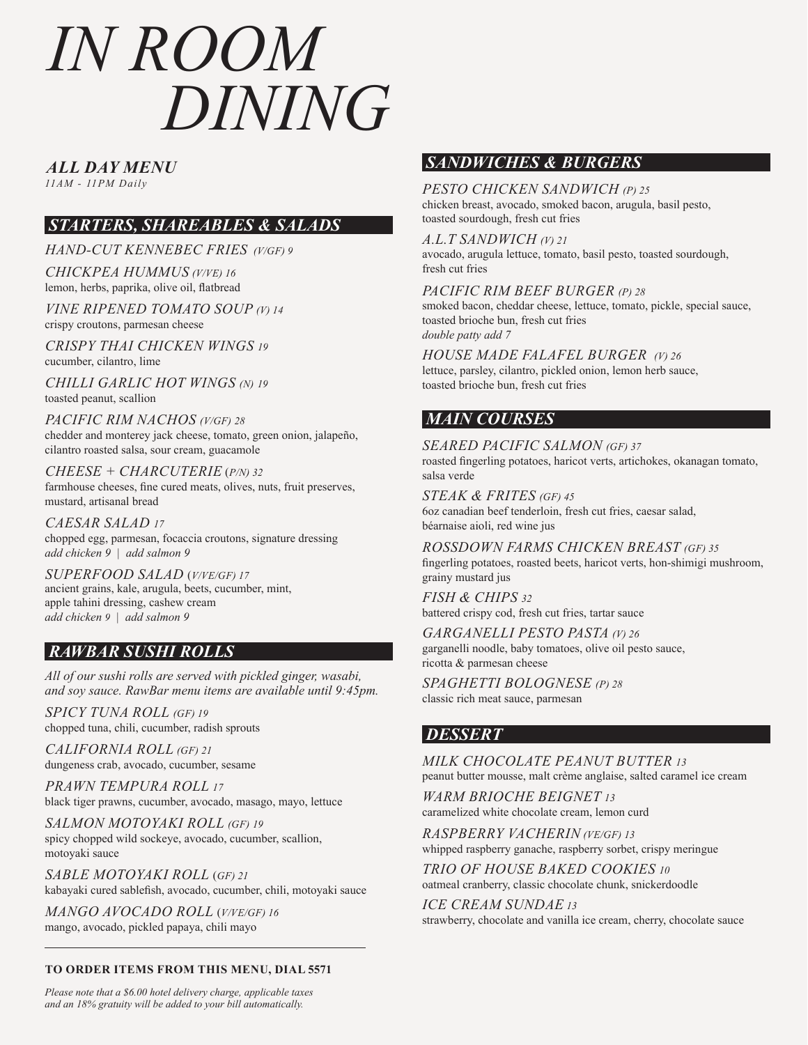# IN ROOM DINING

## ALL DAY MENU

*11AM - 11PM Daily*

### STARTERS, SHAREABLES & SALADS

*HAND-CUT KENNEBEC FRIES (V/GF) 9*

*CHICKPEA HUMMUS (V/VE) 16*
lemon, herbs, paprika, olive oil, flatbread

*VINE RIPENED TOMATO SOUP (V) 14*
crispy croutons, parmesan cheese

*CRISPY THAI CHICKEN WINGS 19*
cucumber, cilantro, lime

*CHILLI GARLIC HOT WINGS (N) 19*
toasted peanut, scallion

*PACIFIC RIM NACHOS (V/GF) 28*
chedder and monterey jack cheese, tomato, green onion, jalapeño, cilantro roasted salsa, sour cream, guacamole

*CHEESE + CHARCUTERIE (P/N) 32*
farmhouse cheeses, fine cured meats, olives, nuts, fruit preserves, mustard, artisanal bread

*CAESAR SALAD 17*
chopped egg, parmesan, focaccia croutons, signature dressing
*add chicken 9 | add salmon 9*

*SUPERFOOD SALAD (V/VE/GF) 17*
ancient grains, kale, arugula, beets, cucumber, mint, apple tahini dressing, cashew cream
*add chicken 9 | add salmon 9*

### RAWBAR SUSHI ROLLS

*All of our sushi rolls are served with pickled ginger, wasabi, and soy sauce. RawBar menu items are available until 9:45pm.*

*SPICY TUNA ROLL (GF) 19*
chopped tuna, chili, cucumber, radish sprouts

*CALIFORNIA ROLL (GF) 21*
dungeness crab, avocado, cucumber, sesame

*PRAWN TEMPURA ROLL 17*
black tiger prawns, cucumber, avocado, masago, mayo, lettuce

*SALMON MOTOYAKI ROLL (GF) 19*
spicy chopped wild sockeye, avocado, cucumber, scallion, motoyaki sauce

*SABLE MOTOYAKI ROLL (GF) 21*
kabayaki cured sablefish, avocado, cucumber, chili, motoyaki sauce

*MANGO AVOCADO ROLL (V/VE/GF) 16*
mango, avocado, pickled papaya, chili mayo

---

**TO ORDER ITEMS FROM THIS MENU, DIAL 5571**

*Please note that a $6.00 hotel delivery charge, applicable taxes and an 18% gratuity will be added to your bill automatically.*

### SANDWICHES & BURGERS

*PESTO CHICKEN SANDWICH (P) 25*
chicken breast, avocado, smoked bacon, arugula, basil pesto, toasted sourdough, fresh cut fries

*A.L.T SANDWICH (V) 21*
avocado, arugula lettuce, tomato, basil pesto, toasted sourdough, fresh cut fries

*PACIFIC RIM BEEF BURGER (P) 28*
smoked bacon, cheddar cheese, lettuce, tomato, pickle, special sauce, toasted brioche bun, fresh cut fries
*double patty add 7*

*HOUSE MADE FALAFEL BURGER (V) 26*
lettuce, parsley, cilantro, pickled onion, lemon herb sauce, toasted brioche bun, fresh cut fries

### MAIN COURSES

*SEARED PACIFIC SALMON (GF) 37*
roasted fingerling potatoes, haricot verts, artichokes, okanagan tomato, salsa verde

*STEAK & FRITES (GF) 45*
6oz canadian beef tenderloin, fresh cut fries, caesar salad, béarnaise aioli, red wine jus

*ROSSDOWN FARMS CHICKEN BREAST (GF) 35*
fingerling potatoes, roasted beets, haricot verts, hon-shimigi mushroom, grainy mustard jus

*FISH & CHIPS 32*
battered crispy cod, fresh cut fries, tartar sauce

*GARGANELLI PESTO PASTA (V) 26*
garganelli noodle, baby tomatoes, olive oil pesto sauce, ricotta & parmesan cheese

*SPAGHETTI BOLOGNESE (P) 28*
classic rich meat sauce, parmesan

### DESSERT

*MILK CHOCOLATE PEANUT BUTTER 13*
peanut butter mousse, malt crème anglaise, salted caramel ice cream

*WARM BRIOCHE BEIGNET 13*
caramelized white chocolate cream, lemon curd

*RASPBERRY VACHERIN (VE/GF) 13*
whipped raspberry ganache, raspberry sorbet, crispy meringue

*TRIO OF HOUSE BAKED COOKIES 10*
oatmeal cranberry, classic chocolate chunk, snickerdoodle

*ICE CREAM SUNDAE 13*
strawberry, chocolate and vanilla ice cream, cherry, chocolate sauce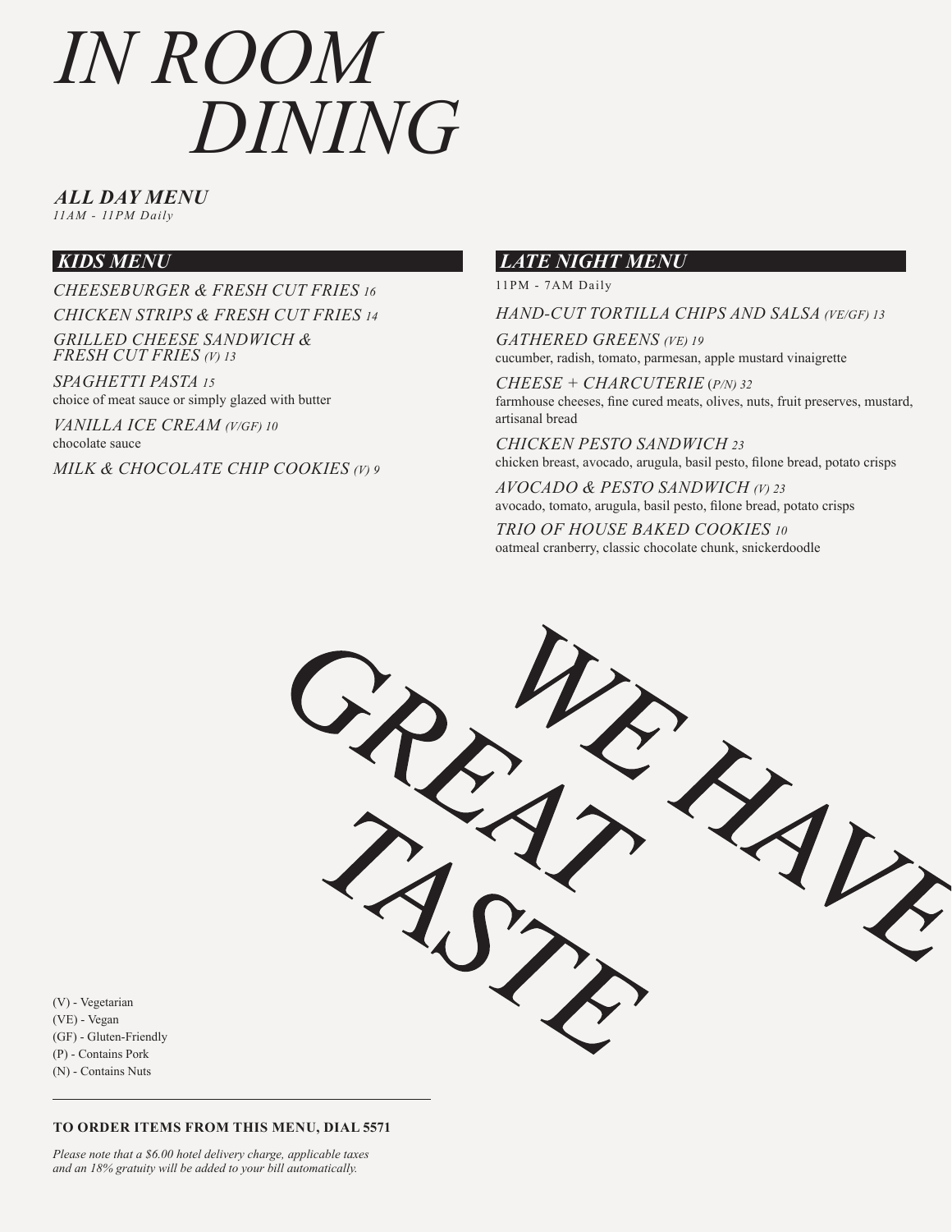# *IN ROOM DINING*

***ALL DAY MENU***
*11AM - 11PM Daily*

## *KIDS MENU*

*CHEESEBURGER & FRESH CUT FRIES 16*

*CHICKEN STRIPS & FRESH CUT FRIES 14*

*GRILLED CHEESE SANDWICH & FRESH CUT FRIES (V) 13*

*SPAGHETTI PASTA 15*
choice of meat sauce or simply glazed with butter

*VANILLA ICE CREAM (V/GF) 10*
chocolate sauce

*MILK & CHOCOLATE CHIP COOKIES (V) 9*

## *LATE NIGHT MENU*

11PM - 7AM Daily

*HAND-CUT TORTILLA CHIPS AND SALSA (VE/GF) 13*

*GATHERED GREENS (VE) 19*
cucumber, radish, tomato, parmesan, apple mustard vinaigrette

*CHEESE + CHARCUTERIE (P/N) 32*
farmhouse cheeses, fine cured meats, olives, nuts, fruit preserves, mustard, artisanal bread

*CHICKEN PESTO SANDWICH 23*
chicken breast, avocado, arugula, basil pesto, filone bread, potato crisps

*AVOCADO & PESTO SANDWICH (V) 23*
avocado, tomato, arugula, basil pesto, filone bread, potato crisps

*TRIO OF HOUSE BAKED COOKIES 10*
oatmeal cranberry, classic chocolate chunk, snickerdoodle

*WE HAVE GREAT TASTE*

(V) - Vegetarian
(VE) - Vegan
(GF) - Gluten-Friendly
(P) - Contains Pork
(N) - Contains Nuts

---

**TO ORDER ITEMS FROM THIS MENU, DIAL 5571**

*Please note that a $6.00 hotel delivery charge, applicable taxes and an 18% gratuity will be added to your bill automatically.*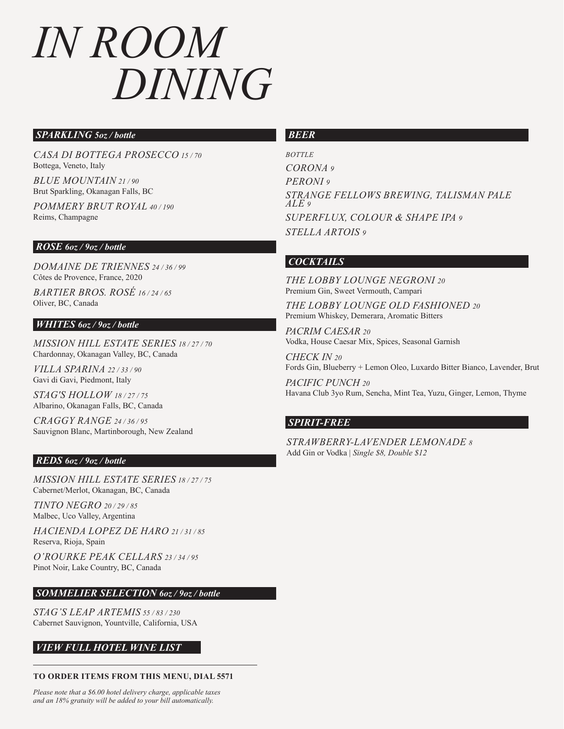# *IN ROOM DINING*

## *SPARKLING 5oz / bottle*

*CASA DI BOTTEGA PROSECCO 15 / 70*
Bottega, Veneto, Italy

*BLUE MOUNTAIN 21 / 90*
Brut Sparkling, Okanagan Falls, BC

*POMMERY BRUT ROYAL 40 / 190*
Reims, Champagne

## *ROSE 6oz / 9oz / bottle*

*DOMAINE DE TRIENNES 24 / 36 / 99*
Côtes de Provence, France, 2020

*BARTIER BROS. ROSÉ 16 / 24 / 65*
Oliver, BC, Canada

## *WHITES 6oz / 9oz / bottle*

*MISSION HILL ESTATE SERIES 18 / 27 / 70*
Chardonnay, Okanagan Valley, BC, Canada

*VILLA SPARINA 22 / 33 / 90*
Gavi di Gavi, Piedmont, Italy

*STAG'S HOLLOW 18 / 27 / 75*
Albarino, Okanagan Falls, BC, Canada

*CRAGGY RANGE 24 / 36 / 95*
Sauvignon Blanc, Martinborough, New Zealand

## *REDS 6oz / 9oz / bottle*

*MISSION HILL ESTATE SERIES 18 / 27 / 75*
Cabernet/Merlot, Okanagan, BC, Canada

*TINTO NEGRO 20 / 29 / 85*
Malbec, Uco Valley, Argentina

*HACIENDA LOPEZ DE HARO 21 / 31 / 85*
Reserva, Rioja, Spain

*O'ROURKE PEAK CELLARS 23 / 34 / 95*
Pinot Noir, Lake Country, BC, Canada

## *SOMMELIER SELECTION 6oz / 9oz / bottle*

*STAG'S LEAP ARTEMIS 55 / 83 / 230*
Cabernet Sauvignon, Yountville, California, USA

## *VIEW FULL HOTEL WINE LIST*

**TO ORDER ITEMS FROM THIS MENU, DIAL 5571**

*Please note that a $6.00 hotel delivery charge, applicable taxes and an 18% gratuity will be added to your bill automatically.*

## *BEER*

*BOTTLE*

*CORONA 9*

*PERONI 9*

*STRANGE FELLOWS BREWING, TALISMAN PALE ALE 9*

*SUPERFLUX, COLOUR & SHAPE IPA 9*

*STELLA ARTOIS 9*

## *COCKTAILS*

*THE LOBBY LOUNGE NEGRONI 20*
Premium Gin, Sweet Vermouth, Campari

*THE LOBBY LOUNGE OLD FASHIONED 20*
Premium Whiskey, Demerara, Aromatic Bitters

*PACRIM CAESAR 20*
Vodka, House Caesar Mix, Spices, Seasonal Garnish

*CHECK IN 20*
Fords Gin, Blueberry + Lemon Oleo, Luxardo Bitter Bianco, Lavender, Brut

*PACIFIC PUNCH 20*
Havana Club 3yo Rum, Sencha, Mint Tea, Yuzu, Ginger, Lemon, Thyme

## *SPIRIT-FREE*

*STRAWBERRY-LAVENDER LEMONADE 8*
Add Gin or Vodka | *Single $8, Double $12*